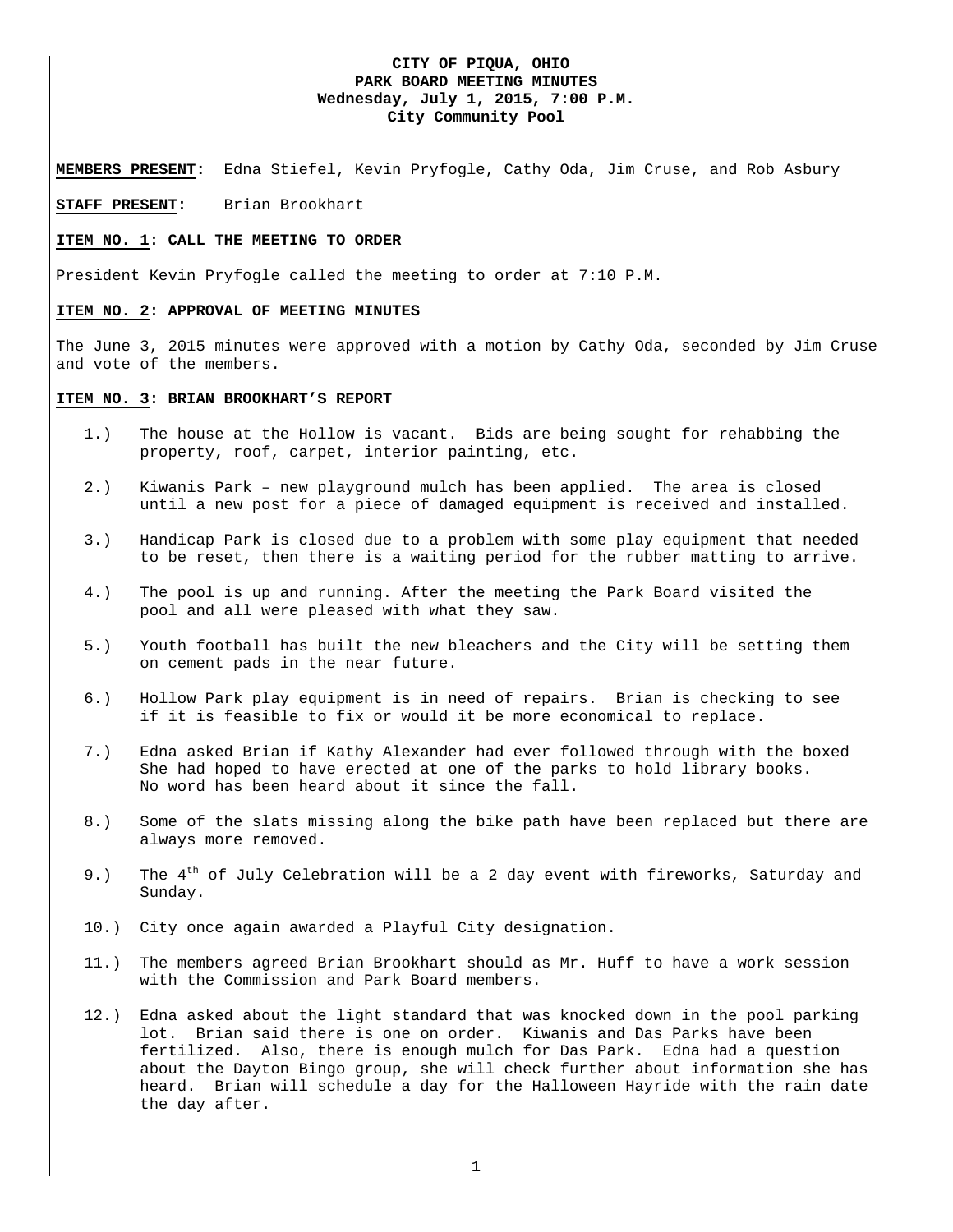**CITY OF PIQUA, OHIO**
**PARK BOARD MEETING MINUTES**
**Wednesday, July 1, 2015, 7:00 P.M.**
**City Community Pool**

**MEMBERS PRESENT:** Edna Stiefel, Kevin Pryfogle, Cathy Oda, Jim Cruse, and Rob Asbury

**STAFF PRESENT:** Brian Brookhart

**ITEM NO. 1: CALL THE MEETING TO ORDER**

President Kevin Pryfogle called the meeting to order at 7:10 P.M.

**ITEM NO. 2: APPROVAL OF MEETING MINUTES**

The June 3, 2015 minutes were approved with a motion by Cathy Oda, seconded by Jim Cruse and vote of the members.

**ITEM NO. 3: BRIAN BROOKHART'S REPORT**

1.) The house at the Hollow is vacant. Bids are being sought for rehabbing the property, roof, carpet, interior painting, etc.

2.) Kiwanis Park – new playground mulch has been applied. The area is closed until a new post for a piece of damaged equipment is received and installed.

3.) Handicap Park is closed due to a problem with some play equipment that needed to be reset, then there is a waiting period for the rubber matting to arrive.

4.) The pool is up and running. After the meeting the Park Board visited the pool and all were pleased with what they saw.

5.) Youth football has built the new bleachers and the City will be setting them on cement pads in the near future.

6.) Hollow Park play equipment is in need of repairs. Brian is checking to see if it is feasible to fix or would it be more economical to replace.

7.) Edna asked Brian if Kathy Alexander had ever followed through with the boxed She had hoped to have erected at one of the parks to hold library books. No word has been heard about it since the fall.

8.) Some of the slats missing along the bike path have been replaced but there are always more removed.

9.) The 4th of July Celebration will be a 2 day event with fireworks, Saturday and Sunday.

10.) City once again awarded a Playful City designation.

11.) The members agreed Brian Brookhart should as Mr. Huff to have a work session with the Commission and Park Board members.

12.) Edna asked about the light standard that was knocked down in the pool parking lot. Brian said there is one on order. Kiwanis and Das Parks have been fertilized. Also, there is enough mulch for Das Park. Edna had a question about the Dayton Bingo group, she will check further about information she has heard. Brian will schedule a day for the Halloween Hayride with the rain date the day after.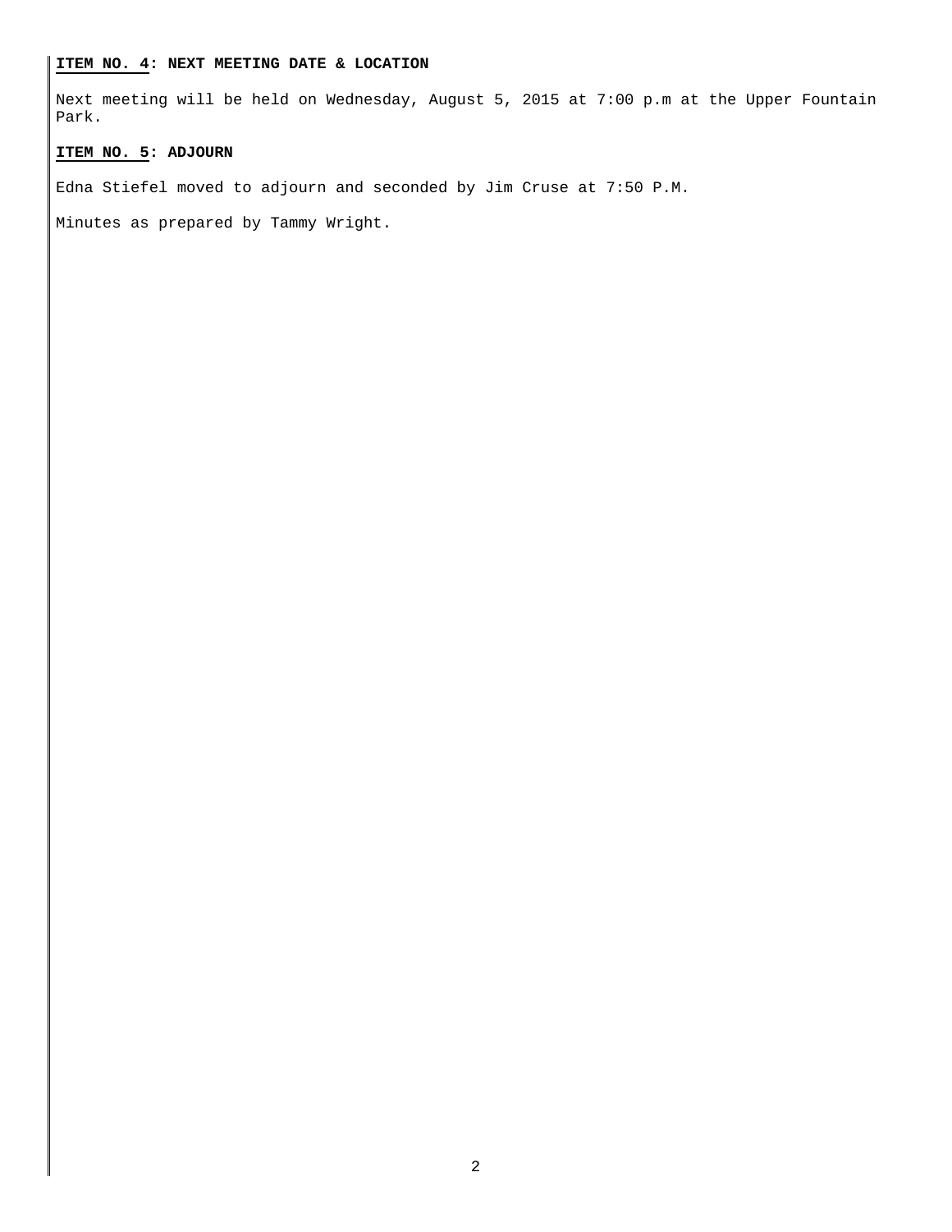**ITEM NO. 4: NEXT MEETING DATE & LOCATION**

Next meeting will be held on Wednesday, August 5, 2015 at 7:00 p.m at the Upper Fountain Park.

**ITEM NO. 5: ADJOURN**

Edna Stiefel moved to adjourn and seconded by Jim Cruse at 7:50 P.M.

Minutes as prepared by Tammy Wright.